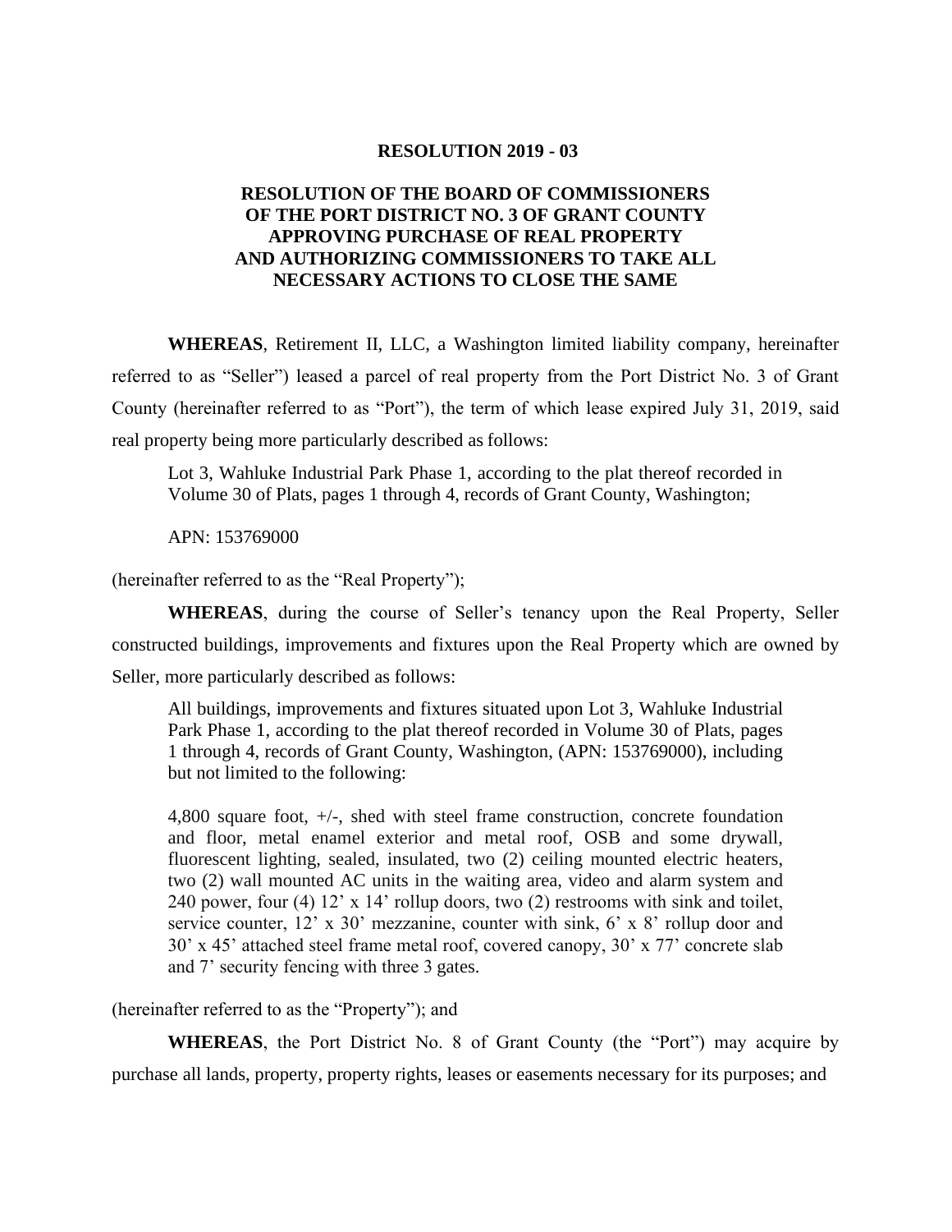**RESOLUTION 2019 - 03**

**RESOLUTION OF THE BOARD OF COMMISSIONERS OF THE PORT DISTRICT NO. 3 OF GRANT COUNTY APPROVING PURCHASE OF REAL PROPERTY AND AUTHORIZING COMMISSIONERS TO TAKE ALL NECESSARY ACTIONS TO CLOSE THE SAME**

**WHEREAS**, Retirement II, LLC, a Washington limited liability company, hereinafter referred to as "Seller") leased a parcel of real property from the Port District No. 3 of Grant County (hereinafter referred to as "Port"), the term of which lease expired July 31, 2019, said real property being more particularly described as follows:

> Lot 3, Wahluke Industrial Park Phase 1, according to the plat thereof recorded in Volume 30 of Plats, pages 1 through 4, records of Grant County, Washington;
>
> APN: 153769000

(hereinafter referred to as the "Real Property");

**WHEREAS**, during the course of Seller's tenancy upon the Real Property, Seller constructed buildings, improvements and fixtures upon the Real Property which are owned by Seller, more particularly described as follows:

> All buildings, improvements and fixtures situated upon Lot 3, Wahluke Industrial Park Phase 1, according to the plat thereof recorded in Volume 30 of Plats, pages 1 through 4, records of Grant County, Washington, (APN: 153769000), including but not limited to the following:
>
> 4,800 square foot, +/-, shed with steel frame construction, concrete foundation and floor, metal enamel exterior and metal roof, OSB and some drywall, fluorescent lighting, sealed, insulated, two (2) ceiling mounted electric heaters, two (2) wall mounted AC units in the waiting area, video and alarm system and 240 power, four (4) 12' x 14' rollup doors, two (2) restrooms with sink and toilet, service counter, 12' x 30' mezzanine, counter with sink, 6' x 8' rollup door and 30' x 45' attached steel frame metal roof, covered canopy, 30' x 77' concrete slab and 7' security fencing with three 3 gates.

(hereinafter referred to as the "Property"); and

**WHEREAS**, the Port District No. 8 of Grant County (the "Port") may acquire by purchase all lands, property, property rights, leases or easements necessary for its purposes; and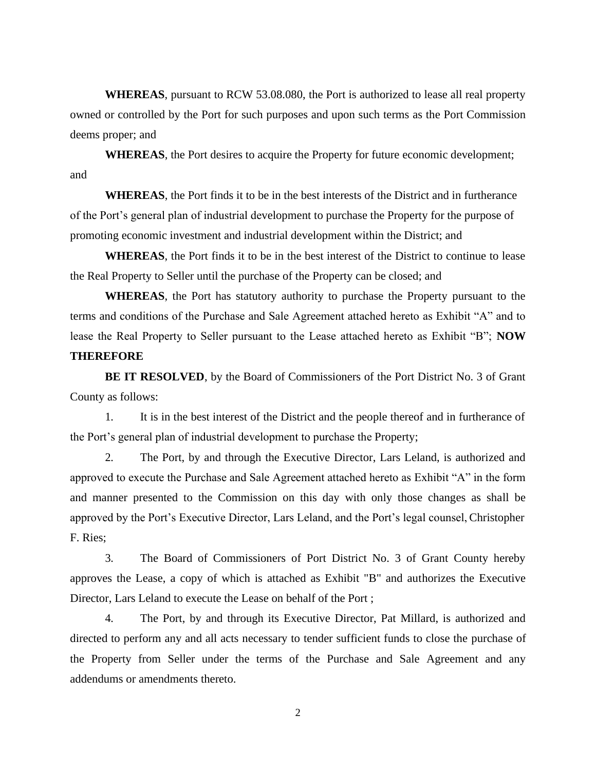**WHEREAS**, pursuant to RCW 53.08.080, the Port is authorized to lease all real property owned or controlled by the Port for such purposes and upon such terms as the Port Commission deems proper; and

**WHEREAS**, the Port desires to acquire the Property for future economic development; and

**WHEREAS**, the Port finds it to be in the best interests of the District and in furtherance of the Port's general plan of industrial development to purchase the Property for the purpose of promoting economic investment and industrial development within the District; and

**WHEREAS**, the Port finds it to be in the best interest of the District to continue to lease the Real Property to Seller until the purchase of the Property can be closed; and

**WHEREAS**, the Port has statutory authority to purchase the Property pursuant to the terms and conditions of the Purchase and Sale Agreement attached hereto as Exhibit "A" and to lease the Real Property to Seller pursuant to the Lease attached hereto as Exhibit "B"; **NOW THEREFORE**

**BE IT RESOLVED**, by the Board of Commissioners of the Port District No. 3 of Grant County as follows:

1. It is in the best interest of the District and the people thereof and in furtherance of the Port's general plan of industrial development to purchase the Property;

2. The Port, by and through the Executive Director, Lars Leland, is authorized and approved to execute the Purchase and Sale Agreement attached hereto as Exhibit "A" in the form and manner presented to the Commission on this day with only those changes as shall be approved by the Port's Executive Director, Lars Leland, and the Port's legal counsel, Christopher F. Ries;

3. The Board of Commissioners of Port District No. 3 of Grant County hereby approves the Lease, a copy of which is attached as Exhibit "B" and authorizes the Executive Director, Lars Leland to execute the Lease on behalf of the Port ;

4. The Port, by and through its Executive Director, Pat Millard, is authorized and directed to perform any and all acts necessary to tender sufficient funds to close the purchase of the Property from Seller under the terms of the Purchase and Sale Agreement and any addendums or amendments thereto.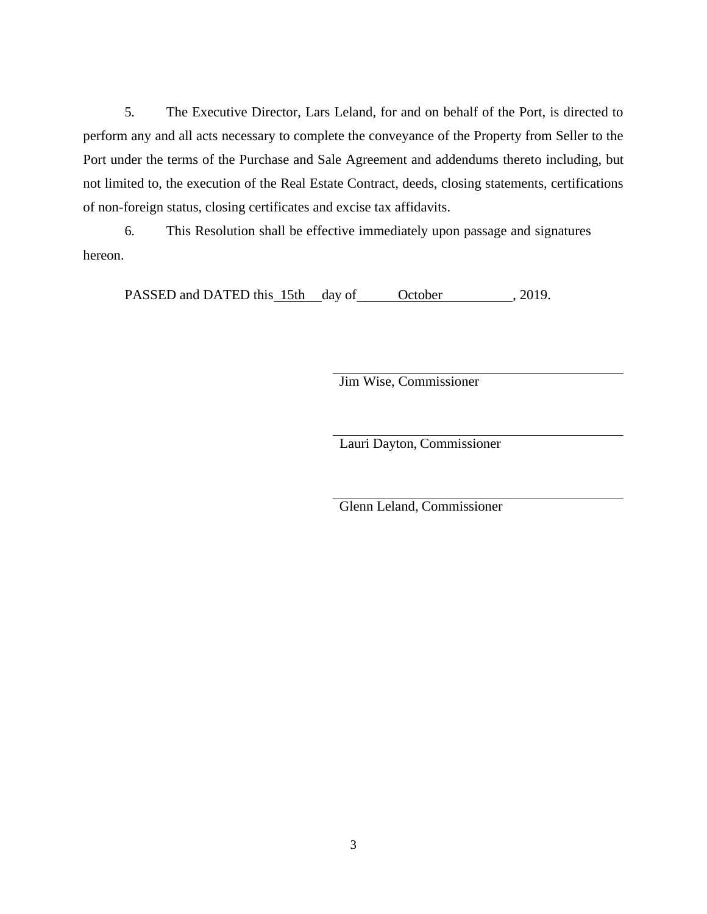5. The Executive Director, Lars Leland, for and on behalf of the Port, is directed to perform any and all acts necessary to complete the conveyance of the Property from Seller to the Port under the terms of the Purchase and Sale Agreement and addendums thereto including, but not limited to, the execution of the Real Estate Contract, deeds, closing statements, certifications of non-foreign status, closing certificates and excise tax affidavits.

6. This Resolution shall be effective immediately upon passage and signatures hereon.

PASSED and DATED this 15th day of October, 2019.

\_\_\_\_\_\_\_\_\_\_\_\_\_\_\_\_\_\_\_\_\_\_\_\_\_\_\_\_\_\_\_\_\_\_\_\_\_\_\_\_
Jim Wise, Commissioner

\_\_\_\_\_\_\_\_\_\_\_\_\_\_\_\_\_\_\_\_\_\_\_\_\_\_\_\_\_\_\_\_\_\_\_\_\_\_\_\_
Lauri Dayton, Commissioner

\_\_\_\_\_\_\_\_\_\_\_\_\_\_\_\_\_\_\_\_\_\_\_\_\_\_\_\_\_\_\_\_\_\_\_\_\_\_\_\_
Glenn Leland, Commissioner